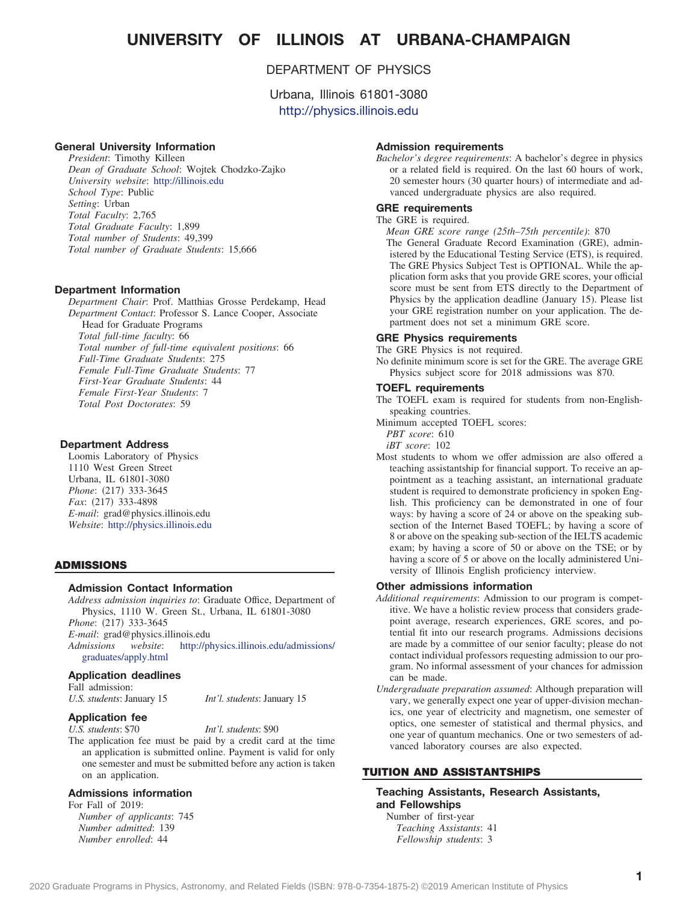# UNIVERSITY OF ILLINOIS AT URBANA-CHAMPAIGN

DEPARTMENT OF PHYSICS

Urbana, Illinois 61801-3080
http://physics.illinois.edu

### General University Information

*President*: Timothy Killeen
*Dean of Graduate School*: Wojtek Chodzko-Zajko
*University website*: http://illinois.edu
*School Type*: Public
*Setting*: Urban
*Total Faculty*: 2,765
*Total Graduate Faculty*: 1,899
*Total number of Students*: 49,399
*Total number of Graduate Students*: 15,666

### Department Information

*Department Chair*: Prof. Matthias Grosse Perdekamp, Head
*Department Contact*: Professor S. Lance Cooper, Associate Head for Graduate Programs
*Total full-time faculty*: 66
*Total number of full-time equivalent positions*: 66
*Full-Time Graduate Students*: 275
*Female Full-Time Graduate Students*: 77
*First-Year Graduate Students*: 44
*Female First-Year Students*: 7
*Total Post Doctorates*: 59

### Department Address

Loomis Laboratory of Physics
1110 West Green Street
Urbana, IL 61801-3080
*Phone*: (217) 333-3645
*Fax*: (217) 333-4898
*E-mail*: grad@physics.illinois.edu
*Website*: http://physics.illinois.edu

## ADMISSIONS

### Admission Contact Information

*Address admission inquiries to*: Graduate Office, Department of Physics, 1110 W. Green St., Urbana, IL 61801-3080
*Phone*: (217) 333-3645
*E-mail*: grad@physics.illinois.edu
*Admissions website*: http://physics.illinois.edu/admissions/graduates/apply.html

### Application deadlines

Fall admission:
*U.S. students*: January 15 *Int'l. students*: January 15

### Application fee

*U.S. students*: $70 *Int'l. students*: $90

The application fee must be paid by a credit card at the time an application is submitted online. Payment is valid for only one semester and must be submitted before any action is taken on an application.

### Admissions information

For Fall of 2019:
*Number of applicants*: 745
*Number admitted*: 139
*Number enrolled*: 44

### Admission requirements

*Bachelor's degree requirements*: A bachelor's degree in physics or a related field is required. On the last 60 hours of work, 20 semester hours (30 quarter hours) of intermediate and advanced undergraduate physics are also required.

### GRE requirements

The GRE is required.
*Mean GRE score range (25th–75th percentile)*: 870
The General Graduate Record Examination (GRE), administered by the Educational Testing Service (ETS), is required. The GRE Physics Subject Test is OPTIONAL. While the application form asks that you provide GRE scores, your official score must be sent from ETS directly to the Department of Physics by the application deadline (January 15). Please list your GRE registration number on your application. The department does not set a minimum GRE score.

### GRE Physics requirements

The GRE Physics is not required.
No definite minimum score is set for the GRE. The average GRE Physics subject score for 2018 admissions was 870.

### TOEFL requirements

The TOEFL exam is required for students from non-English-speaking countries.
Minimum accepted TOEFL scores:
*PBT score*: 610
*iBT score*: 102
Most students to whom we offer admission are also offered a teaching assistantship for financial support. To receive an appointment as a teaching assistant, an international graduate student is required to demonstrate proficiency in spoken English. This proficiency can be demonstrated in one of four ways: by having a score of 24 or above on the speaking subsection of the Internet Based TOEFL; by having a score of 8 or above on the speaking sub-section of the IELTS academic exam; by having a score of 50 or above on the TSE; or by having a score of 5 or above on the locally administered University of Illinois English proficiency interview.

### Other admissions information

*Additional requirements*: Admission to our program is competitive. We have a holistic review process that considers gradepoint average, research experiences, GRE scores, and potential fit into our research programs. Admissions decisions are made by a committee of our senior faculty; please do not contact individual professors requesting admission to our program. No informal assessment of your chances for admission can be made.
*Undergraduate preparation assumed*: Although preparation will vary, we generally expect one year of upper-division mechanics, one year of electricity and magnetism, one semester of optics, one semester of statistical and thermal physics, and one year of quantum mechanics. One or two semesters of advanced laboratory courses are also expected.

## TUITION AND ASSISTANTSHIPS

### Teaching Assistants, Research Assistants, and Fellowships

Number of first-year
*Teaching Assistants*: 41
*Fellowship students*: 3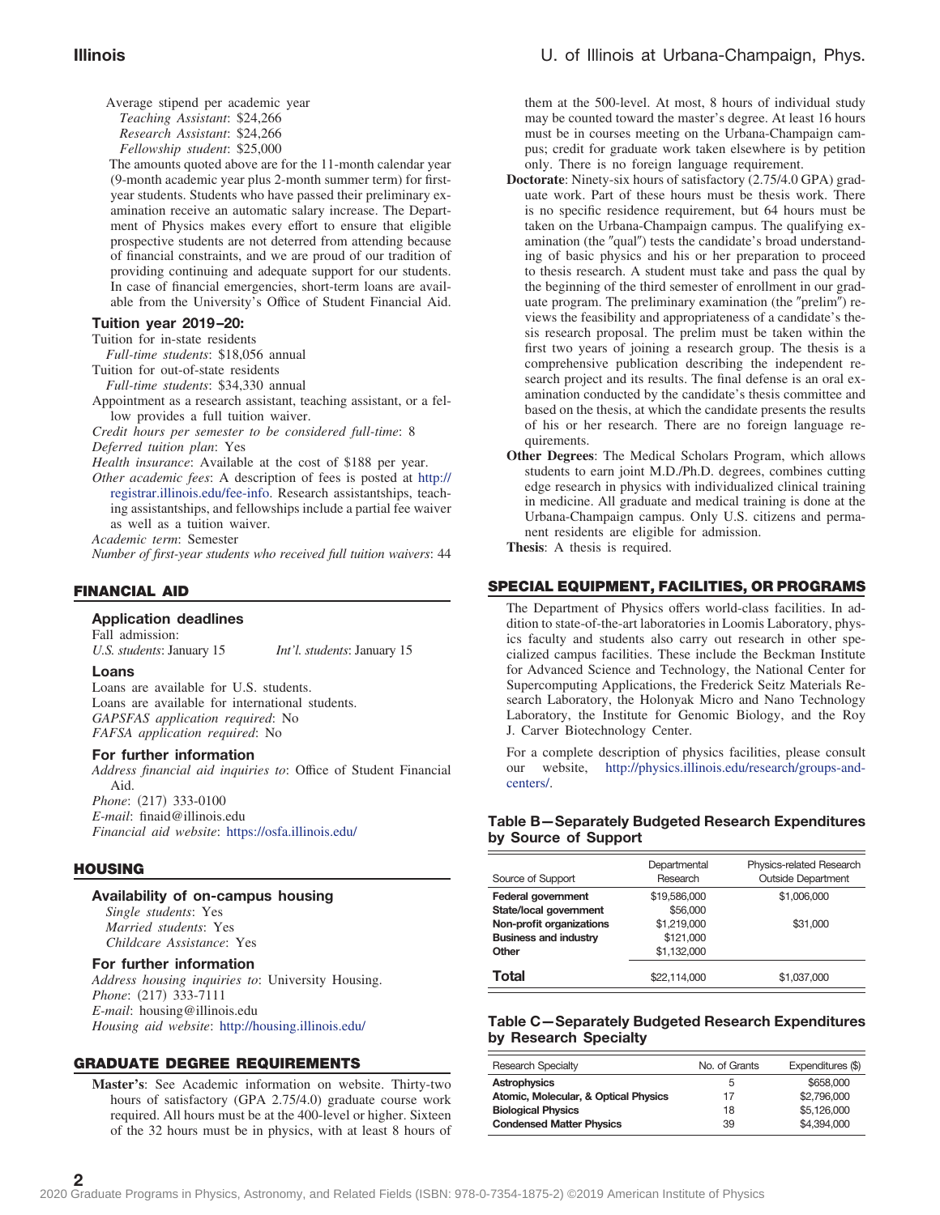Average stipend per academic year

*Teaching Assistant*: $24,266

*Research Assistant*: $24,266

*Fellowship student*: $25,000

The amounts quoted above are for the 11-month calendar year (9-month academic year plus 2-month summer term) for first-year students. Students who have passed their preliminary examination receive an automatic salary increase. The Department of Physics makes every effort to ensure that eligible prospective students are not deterred from attending because of financial constraints, and we are proud of our tradition of providing continuing and adequate support for our students. In case of financial emergencies, short-term loans are available from the University's Office of Student Financial Aid.

### Tuition year 2019–20:

Tuition for in-state residents

*Full-time students*: $18,056 annual

Tuition for out-of-state residents

*Full-time students*: $34,330 annual

Appointment as a research assistant, teaching assistant, or a fellow provides a full tuition waiver.

*Credit hours per semester to be considered full-time*: 8

*Deferred tuition plan*: Yes

*Health insurance*: Available at the cost of $188 per year.

*Other academic fees*: A description of fees is posted at http://registrar.illinois.edu/fee-info. Research assistantships, teaching assistantships, and fellowships include a partial fee waiver as well as a tuition waiver.

*Academic term*: Semester

*Number of first-year students who received full tuition waivers*: 44

## FINANCIAL AID

### Application deadlines

Fall admission:

*U.S. students*: January 15 *Int'l. students*: January 15

### Loans

Loans are available for U.S. students.

Loans are available for international students.

*GAPSFAS application required*: No

*FAFSA application required*: No

### For further information

*Address financial aid inquiries to*: Office of Student Financial Aid.

*Phone*: (217) 333-0100

*E-mail*: finaid@illinois.edu

*Financial aid website*: https://osfa.illinois.edu/

## HOUSING

### Availability of on-campus housing

*Single students*: Yes

*Married students*: Yes

*Childcare Assistance*: Yes

### For further information

*Address housing inquiries to*: University Housing.

*Phone*: (217) 333-7111

*E-mail*: housing@illinois.edu

*Housing aid website*: http://housing.illinois.edu/

## GRADUATE DEGREE REQUIREMENTS

**Master's**: See Academic information on website. Thirty-two hours of satisfactory (GPA 2.75/4.0) graduate course work required. All hours must be at the 400-level or higher. Sixteen of the 32 hours must be in physics, with at least 8 hours of them at the 500-level. At most, 8 hours of individual study may be counted toward the master's degree. At least 16 hours must be in courses meeting on the Urbana-Champaign campus; credit for graduate work taken elsewhere is by petition only. There is no foreign language requirement.

**Doctorate**: Ninety-six hours of satisfactory (2.75/4.0 GPA) graduate work. Part of these hours must be thesis work. There is no specific residence requirement, but 64 hours must be taken on the Urbana-Champaign campus. The qualifying examination (the "qual") tests the candidate's broad understanding of basic physics and his or her preparation to proceed to thesis research. A student must take and pass the qual by the beginning of the third semester of enrollment in our graduate program. The preliminary examination (the "prelim") reviews the feasibility and appropriateness of a candidate's thesis research proposal. The prelim must be taken within the first two years of joining a research group. The thesis is a comprehensive publication describing the independent research project and its results. The final defense is an oral examination conducted by the candidate's thesis committee and based on the thesis, at which the candidate presents the results of his or her research. There are no foreign language requirements.

**Other Degrees**: The Medical Scholars Program, which allows students to earn joint M.D./Ph.D. degrees, combines cutting edge research in physics with individualized clinical training in medicine. All graduate and medical training is done at the Urbana-Champaign campus. Only U.S. citizens and permanent residents are eligible for admission.

**Thesis**: A thesis is required.

## SPECIAL EQUIPMENT, FACILITIES, OR PROGRAMS

The Department of Physics offers world-class facilities. In addition to state-of-the-art laboratories in Loomis Laboratory, physics faculty and students also carry out research in other specialized campus facilities. These include the Beckman Institute for Advanced Science and Technology, the National Center for Supercomputing Applications, the Frederick Seitz Materials Research Laboratory, the Holonyak Micro and Nano Technology Laboratory, the Institute for Genomic Biology, and the Roy J. Carver Biotechnology Center.

For a complete description of physics facilities, please consult our website, http://physics.illinois.edu/research/groups-and-centers/.

### Table B—Separately Budgeted Research Expenditures by Source of Support

| Source of Support | Departmental Research | Physics-related Research Outside Department |
|---|---|---|
| **Federal government** | $19,586,000 | $1,006,000 |
| **State/local government** | $56,000 | |
| **Non-profit organizations** | $1,219,000 | $31,000 |
| **Business and industry** | $121,000 | |
| **Other** | $1,132,000 | |
| **Total** | $22,114,000 | $1,037,000 |

### Table C—Separately Budgeted Research Expenditures by Research Specialty

| Research Specialty | No. of Grants | Expenditures ($) |
|---|---|---|
| **Astrophysics** | 5 | $658,000 |
| **Atomic, Molecular, & Optical Physics** | 17 | $2,796,000 |
| **Biological Physics** | 18 | $5,126,000 |
| **Condensed Matter Physics** | 39 | $4,394,000 |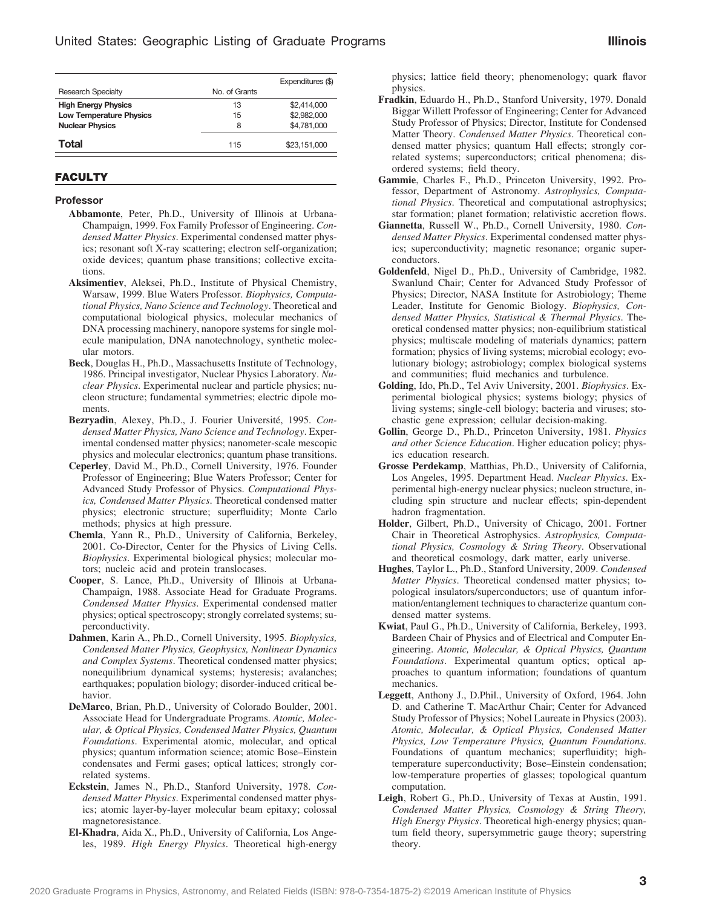| Research Specialty | No. of Grants | Expenditures ($) |
|---|---|---|
| **High Energy Physics** | 13 | $2,414,000 |
| **Low Temperature Physics** | 15 | $2,982,000 |
| **Nuclear Physics** | 8 | $4,781,000 |
| **Total** | 115 | $23,151,000 |

## FACULTY

### Professor

**Abbamonte**, Peter, Ph.D., University of Illinois at Urbana-Champaign, 1999. Fox Family Professor of Engineering. *Condensed Matter Physics*. Experimental condensed matter physics; resonant soft X-ray scattering; electron self-organization; oxide devices; quantum phase transitions; collective excitations.

**Aksimentiev**, Aleksei, Ph.D., Institute of Physical Chemistry, Warsaw, 1999. Blue Waters Professor. *Biophysics, Computational Physics, Nano Science and Technology*. Theoretical and computational biological physics, molecular mechanics of DNA processing machinery, nanopore systems for single molecule manipulation, DNA nanotechnology, synthetic molecular motors.

**Beck**, Douglas H., Ph.D., Massachusetts Institute of Technology, 1986. Principal investigator, Nuclear Physics Laboratory. *Nuclear Physics*. Experimental nuclear and particle physics; nucleon structure; fundamental symmetries; electric dipole moments.

**Bezryadin**, Alexey, Ph.D., J. Fourier Université, 1995. *Condensed Matter Physics, Nano Science and Technology*. Experimental condensed matter physics; nanometer-scale mescopic physics and molecular electronics; quantum phase transitions.

**Ceperley**, David M., Ph.D., Cornell University, 1976. Founder Professor of Engineering; Blue Waters Professor; Center for Advanced Study Professor of Physics. *Computational Physics, Condensed Matter Physics*. Theoretical condensed matter physics; electronic structure; superfluidity; Monte Carlo methods; physics at high pressure.

**Chemla**, Yann R., Ph.D., University of California, Berkeley, 2001. Co-Director, Center for the Physics of Living Cells. *Biophysics*. Experimental biological physics; molecular motors; nucleic acid and protein translocases.

**Cooper**, S. Lance, Ph.D., University of Illinois at Urbana-Champaign, 1988. Associate Head for Graduate Programs. *Condensed Matter Physics*. Experimental condensed matter physics; optical spectroscopy; strongly correlated systems; superconductivity.

**Dahmen**, Karin A., Ph.D., Cornell University, 1995. *Biophysics, Condensed Matter Physics, Geophysics, Nonlinear Dynamics and Complex Systems*. Theoretical condensed matter physics; nonequilibrium dynamical systems; hysteresis; avalanches; earthquakes; population biology; disorder-induced critical behavior.

**DeMarco**, Brian, Ph.D., University of Colorado Boulder, 2001. Associate Head for Undergraduate Programs. *Atomic, Molecular, & Optical Physics, Condensed Matter Physics, Quantum Foundations*. Experimental atomic, molecular, and optical physics; quantum information science; atomic Bose–Einstein condensates and Fermi gases; optical lattices; strongly correlated systems.

**Eckstein**, James N., Ph.D., Stanford University, 1978. *Condensed Matter Physics*. Experimental condensed matter physics; atomic layer-by-layer molecular beam epitaxy; colossal magnetoresistance.

**El-Khadra**, Aida X., Ph.D., University of California, Los Angeles, 1989. *High Energy Physics*. Theoretical high-energy physics; lattice field theory; phenomenology; quark flavor physics.

**Fradkin**, Eduardo H., Ph.D., Stanford University, 1979. Donald Biggar Willett Professor of Engineering; Center for Advanced Study Professor of Physics; Director, Institute for Condensed Matter Theory. *Condensed Matter Physics*. Theoretical condensed matter physics; quantum Hall effects; strongly correlated systems; superconductors; critical phenomena; disordered systems; field theory.

**Gammie**, Charles F., Ph.D., Princeton University, 1992. Professor, Department of Astronomy. *Astrophysics, Computational Physics*. Theoretical and computational astrophysics; star formation; planet formation; relativistic accretion flows.

**Giannetta**, Russell W., Ph.D., Cornell University, 1980. *Condensed Matter Physics*. Experimental condensed matter physics; superconductivity; magnetic resonance; organic superconductors.

**Goldenfeld**, Nigel D., Ph.D., University of Cambridge, 1982. Swanlund Chair; Center for Advanced Study Professor of Physics; Director, NASA Institute for Astrobiology; Theme Leader, Institute for Genomic Biology. *Biophysics, Condensed Matter Physics, Statistical & Thermal Physics*. Theoretical condensed matter physics; non-equilibrium statistical physics; multiscale modeling of materials dynamics; pattern formation; physics of living systems; microbial ecology; evolutionary biology; astrobiology; complex biological systems and communities; fluid mechanics and turbulence.

**Golding**, Ido, Ph.D., Tel Aviv University, 2001. *Biophysics*. Experimental biological physics; systems biology; physics of living systems; single-cell biology; bacteria and viruses; stochastic gene expression; cellular decision-making.

**Gollin**, George D., Ph.D., Princeton University, 1981. *Physics and other Science Education*. Higher education policy; physics education research.

**Grosse Perdekamp**, Matthias, Ph.D., University of California, Los Angeles, 1995. Department Head. *Nuclear Physics*. Experimental high-energy nuclear physics; nucleon structure, including spin structure and nuclear effects; spin-dependent hadron fragmentation.

**Holder**, Gilbert, Ph.D., University of Chicago, 2001. Fortner Chair in Theoretical Astrophysics. *Astrophysics, Computational Physics, Cosmology & String Theory*. Observational and theoretical cosmology, dark matter, early universe.

**Hughes**, Taylor L., Ph.D., Stanford University, 2009. *Condensed Matter Physics*. Theoretical condensed matter physics; topological insulators/superconductors; use of quantum information/entanglement techniques to characterize quantum condensed matter systems.

**Kwiat**, Paul G., Ph.D., University of California, Berkeley, 1993. Bardeen Chair of Physics and of Electrical and Computer Engineering. *Atomic, Molecular, & Optical Physics, Quantum Foundations*. Experimental quantum optics; optical approaches to quantum information; foundations of quantum mechanics.

**Leggett**, Anthony J., D.Phil., University of Oxford, 1964. John D. and Catherine T. MacArthur Chair; Center for Advanced Study Professor of Physics; Nobel Laureate in Physics (2003). *Atomic, Molecular, & Optical Physics, Condensed Matter Physics, Low Temperature Physics, Quantum Foundations*. Foundations of quantum mechanics; superfluidity; high-temperature superconductivity; Bose–Einstein condensation; low-temperature properties of glasses; topological quantum computation.

**Leigh**, Robert G., Ph.D., University of Texas at Austin, 1991. *Condensed Matter Physics, Cosmology & String Theory, High Energy Physics*. Theoretical high-energy physics; quantum field theory, supersymmetric gauge theory; superstring theory.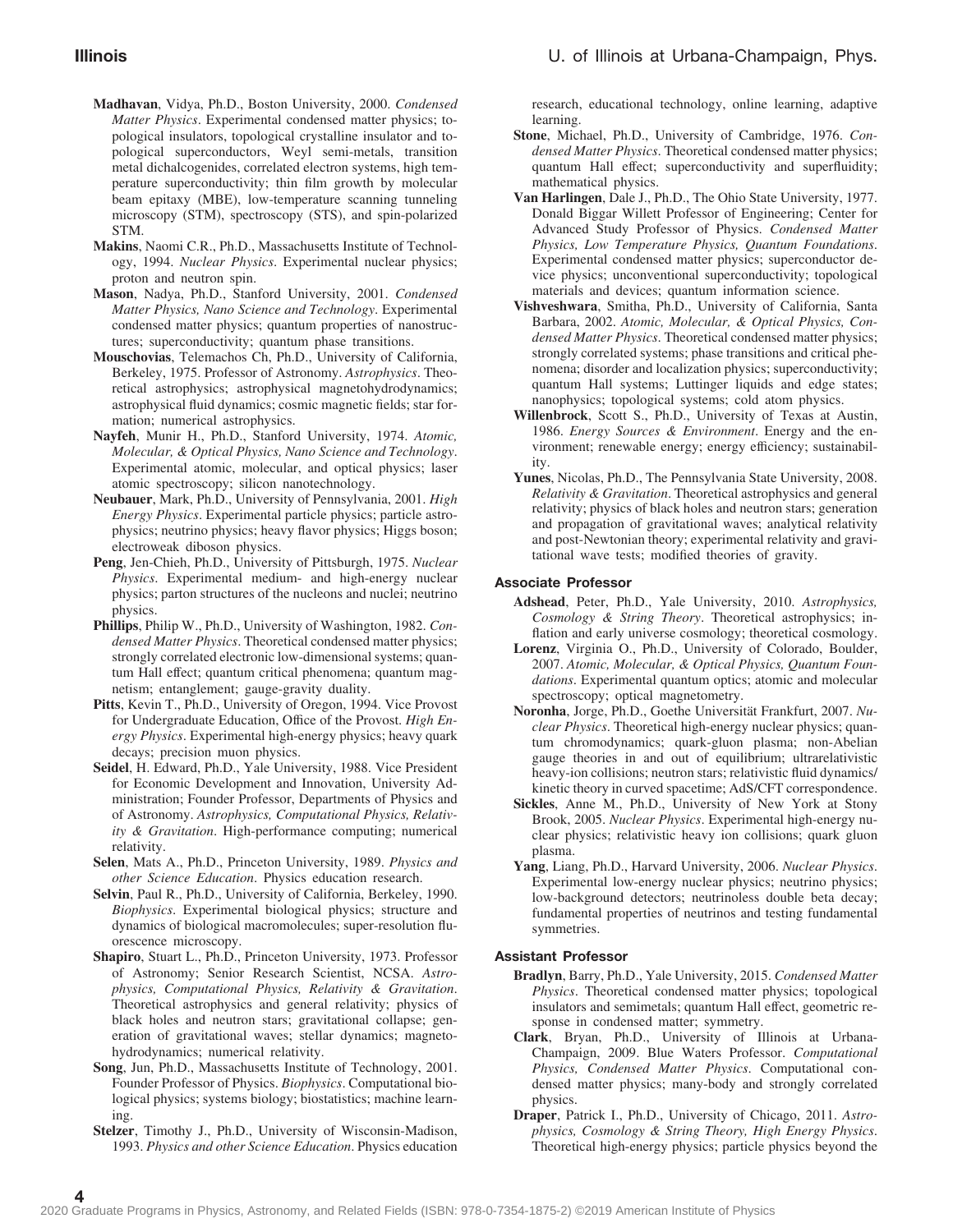**Madhavan**, Vidya, Ph.D., Boston University, 2000. *Condensed Matter Physics*. Experimental condensed matter physics; topological insulators, topological crystalline insulator and topological superconductors, Weyl semi-metals, transition metal dichalcogenides, correlated electron systems, high temperature superconductivity; thin film growth by molecular beam epitaxy (MBE), low-temperature scanning tunneling microscopy (STM), spectroscopy (STS), and spin-polarized STM.

**Makins**, Naomi C.R., Ph.D., Massachusetts Institute of Technology, 1994. *Nuclear Physics*. Experimental nuclear physics; proton and neutron spin.

**Mason**, Nadya, Ph.D., Stanford University, 2001. *Condensed Matter Physics, Nano Science and Technology*. Experimental condensed matter physics; quantum properties of nanostructures; superconductivity; quantum phase transitions.

**Mouschovias**, Telemachos Ch, Ph.D., University of California, Berkeley, 1975. Professor of Astronomy. *Astrophysics*. Theoretical astrophysics; astrophysical magnetohydrodynamics; astrophysical fluid dynamics; cosmic magnetic fields; star formation; numerical astrophysics.

**Nayfeh**, Munir H., Ph.D., Stanford University, 1974. *Atomic, Molecular, & Optical Physics, Nano Science and Technology*. Experimental atomic, molecular, and optical physics; laser atomic spectroscopy; silicon nanotechnology.

**Neubauer**, Mark, Ph.D., University of Pennsylvania, 2001. *High Energy Physics*. Experimental particle physics; particle astrophysics; neutrino physics; heavy flavor physics; Higgs boson; electroweak diboson physics.

**Peng**, Jen-Chieh, Ph.D., University of Pittsburgh, 1975. *Nuclear Physics*. Experimental medium- and high-energy nuclear physics; parton structures of the nucleons and nuclei; neutrino physics.

**Phillips**, Philip W., Ph.D., University of Washington, 1982. *Condensed Matter Physics*. Theoretical condensed matter physics; strongly correlated electronic low-dimensional systems; quantum Hall effect; quantum critical phenomena; quantum magnetism; entanglement; gauge-gravity duality.

**Pitts**, Kevin T., Ph.D., University of Oregon, 1994. Vice Provost for Undergraduate Education, Office of the Provost. *High Energy Physics*. Experimental high-energy physics; heavy quark decays; precision muon physics.

**Seidel**, H. Edward, Ph.D., Yale University, 1988. Vice President for Economic Development and Innovation, University Administration; Founder Professor, Departments of Physics and of Astronomy. *Astrophysics, Computational Physics, Relativity & Gravitation*. High-performance computing; numerical relativity.

**Selen**, Mats A., Ph.D., Princeton University, 1989. *Physics and other Science Education*. Physics education research.

**Selvin**, Paul R., Ph.D., University of California, Berkeley, 1990. *Biophysics*. Experimental biological physics; structure and dynamics of biological macromolecules; super-resolution fluorescence microscopy.

**Shapiro**, Stuart L., Ph.D., Princeton University, 1973. Professor of Astronomy; Senior Research Scientist, NCSA. *Astrophysics, Computational Physics, Relativity & Gravitation*. Theoretical astrophysics and general relativity; physics of black holes and neutron stars; gravitational collapse; generation of gravitational waves; stellar dynamics; magnetohydrodynamics; numerical relativity.

**Song**, Jun, Ph.D., Massachusetts Institute of Technology, 2001. Founder Professor of Physics. *Biophysics*. Computational biological physics; systems biology; biostatistics; machine learning.

**Stelzer**, Timothy J., Ph.D., University of Wisconsin-Madison, 1993. *Physics and other Science Education*. Physics education research, educational technology, online learning, adaptive learning.

**Stone**, Michael, Ph.D., University of Cambridge, 1976. *Condensed Matter Physics*. Theoretical condensed matter physics; quantum Hall effect; superconductivity and superfluidity; mathematical physics.

**Van Harlingen**, Dale J., Ph.D., The Ohio State University, 1977. Donald Biggar Willett Professor of Engineering; Center for Advanced Study Professor of Physics. *Condensed Matter Physics, Low Temperature Physics, Quantum Foundations*. Experimental condensed matter physics; superconductor device physics; unconventional superconductivity; topological materials and devices; quantum information science.

**Vishveshwara**, Smitha, Ph.D., University of California, Santa Barbara, 2002. *Atomic, Molecular, & Optical Physics, Condensed Matter Physics*. Theoretical condensed matter physics; strongly correlated systems; phase transitions and critical phenomena; disorder and localization physics; superconductivity; quantum Hall systems; Luttinger liquids and edge states; nanophysics; topological systems; cold atom physics.

**Willenbrock**, Scott S., Ph.D., University of Texas at Austin, 1986. *Energy Sources & Environment*. Energy and the environment; renewable energy; energy efficiency; sustainability.

**Yunes**, Nicolas, Ph.D., The Pennsylvania State University, 2008. *Relativity & Gravitation*. Theoretical astrophysics and general relativity; physics of black holes and neutron stars; generation and propagation of gravitational waves; analytical relativity and post-Newtonian theory; experimental relativity and gravitational wave tests; modified theories of gravity.

### Associate Professor

**Adshead**, Peter, Ph.D., Yale University, 2010. *Astrophysics, Cosmology & String Theory*. Theoretical astrophysics; inflation and early universe cosmology; theoretical cosmology.

**Lorenz**, Virginia O., Ph.D., University of Colorado, Boulder, 2007. *Atomic, Molecular, & Optical Physics, Quantum Foundations*. Experimental quantum optics; atomic and molecular spectroscopy; optical magnetometry.

**Noronha**, Jorge, Ph.D., Goethe Universität Frankfurt, 2007. *Nuclear Physics*. Theoretical high-energy nuclear physics; quantum chromodynamics; quark-gluon plasma; non-Abelian gauge theories in and out of equilibrium; ultrarelativistic heavy-ion collisions; neutron stars; relativistic fluid dynamics/kinetic theory in curved spacetime; AdS/CFT correspondence.

**Sickles**, Anne M., Ph.D., University of New York at Stony Brook, 2005. *Nuclear Physics*. Experimental high-energy nuclear physics; relativistic heavy ion collisions; quark gluon plasma.

**Yang**, Liang, Ph.D., Harvard University, 2006. *Nuclear Physics*. Experimental low-energy nuclear physics; neutrino physics; low-background detectors; neutrinoless double beta decay; fundamental properties of neutrinos and testing fundamental symmetries.

### Assistant Professor

**Bradlyn**, Barry, Ph.D., Yale University, 2015. *Condensed Matter Physics*. Theoretical condensed matter physics; topological insulators and semimetals; quantum Hall effect, geometric response in condensed matter; symmetry.

**Clark**, Bryan, Ph.D., University of Illinois at Urbana-Champaign, 2009. Blue Waters Professor. *Computational Physics, Condensed Matter Physics*. Computational condensed matter physics; many-body and strongly correlated physics.

**Draper**, Patrick I., Ph.D., University of Chicago, 2011. *Astrophysics, Cosmology & String Theory, High Energy Physics*. Theoretical high-energy physics; particle physics beyond the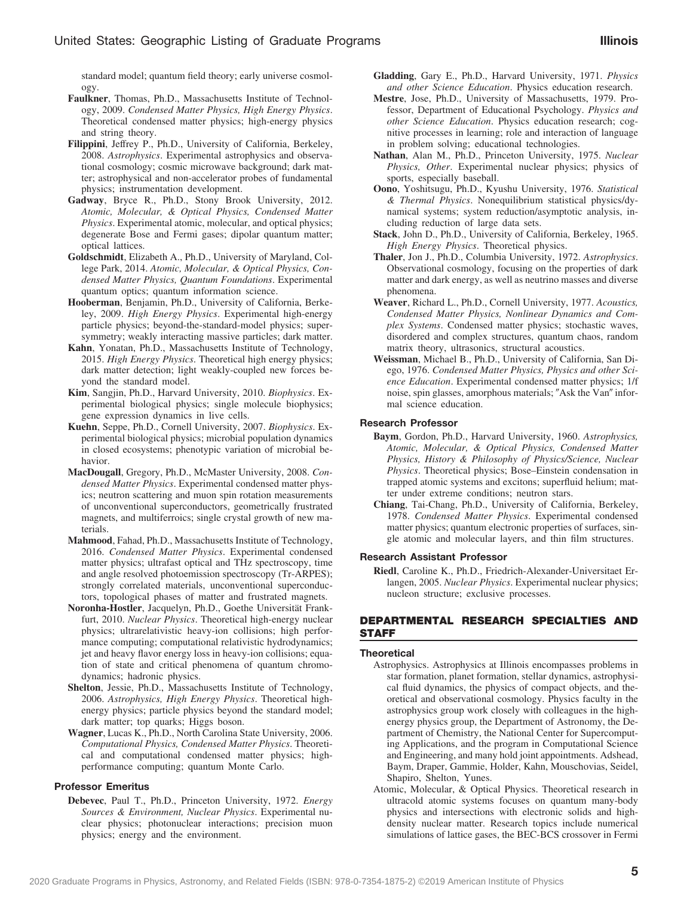standard model; quantum field theory; early universe cosmology.

**Faulkner**, Thomas, Ph.D., Massachusetts Institute of Technology, 2009. *Condensed Matter Physics, High Energy Physics*. Theoretical condensed matter physics; high-energy physics and string theory.

**Filippini**, Jeffrey P., Ph.D., University of California, Berkeley, 2008. *Astrophysics*. Experimental astrophysics and observational cosmology; cosmic microwave background; dark matter; astrophysical and non-accelerator probes of fundamental physics; instrumentation development.

**Gadway**, Bryce R., Ph.D., Stony Brook University, 2012. *Atomic, Molecular, & Optical Physics, Condensed Matter Physics*. Experimental atomic, molecular, and optical physics; degenerate Bose and Fermi gases; dipolar quantum matter; optical lattices.

**Goldschmidt**, Elizabeth A., Ph.D., University of Maryland, College Park, 2014. *Atomic, Molecular, & Optical Physics, Condensed Matter Physics, Quantum Foundations*. Experimental quantum optics; quantum information science.

**Hooberman**, Benjamin, Ph.D., University of California, Berkeley, 2009. *High Energy Physics*. Experimental high-energy particle physics; beyond-the-standard-model physics; supersymmetry; weakly interacting massive particles; dark matter.

**Kahn**, Yonatan, Ph.D., Massachusetts Institute of Technology, 2015. *High Energy Physics*. Theoretical high energy physics; dark matter detection; light weakly-coupled new forces beyond the standard model.

**Kim**, Sangjin, Ph.D., Harvard University, 2010. *Biophysics*. Experimental biological physics; single molecule biophysics; gene expression dynamics in live cells.

**Kuehn**, Seppe, Ph.D., Cornell University, 2007. *Biophysics*. Experimental biological physics; microbial population dynamics in closed ecosystems; phenotypic variation of microbial behavior.

**MacDougall**, Gregory, Ph.D., McMaster University, 2008. *Condensed Matter Physics*. Experimental condensed matter physics; neutron scattering and muon spin rotation measurements of unconventional superconductors, geometrically frustrated magnets, and multiferroics; single crystal growth of new materials.

**Mahmood**, Fahad, Ph.D., Massachusetts Institute of Technology, 2016. *Condensed Matter Physics*. Experimental condensed matter physics; ultrafast optical and THz spectroscopy, time and angle resolved photoemission spectroscopy (Tr-ARPES); strongly correlated materials, unconventional superconductors, topological phases of matter and frustrated magnets.

**Noronha-Hostler**, Jacquelyn, Ph.D., Goethe Universität Frankfurt, 2010. *Nuclear Physics*. Theoretical high-energy nuclear physics; ultrarelativistic heavy-ion collisions; high performance computing; computational relativistic hydrodynamics; jet and heavy flavor energy loss in heavy-ion collisions; equation of state and critical phenomena of quantum chromodynamics; hadronic physics.

**Shelton**, Jessie, Ph.D., Massachusetts Institute of Technology, 2006. *Astrophysics, High Energy Physics*. Theoretical high-energy physics; particle physics beyond the standard model; dark matter; top quarks; Higgs boson.

**Wagner**, Lucas K., Ph.D., North Carolina State University, 2006. *Computational Physics, Condensed Matter Physics*. Theoretical and computational condensed matter physics; high-performance computing; quantum Monte Carlo.

### Professor Emeritus

**Debevec**, Paul T., Ph.D., Princeton University, 1972. *Energy Sources & Environment, Nuclear Physics*. Experimental nuclear physics; photonuclear interactions; precision muon physics; energy and the environment.

**Gladding**, Gary E., Ph.D., Harvard University, 1971. *Physics and other Science Education*. Physics education research.

**Mestre**, Jose, Ph.D., University of Massachusetts, 1979. Professor, Department of Educational Psychology. *Physics and other Science Education*. Physics education research; cognitive processes in learning; role and interaction of language in problem solving; educational technologies.

**Nathan**, Alan M., Ph.D., Princeton University, 1975. *Nuclear Physics, Other*. Experimental nuclear physics; physics of sports, especially baseball.

**Oono**, Yoshitsugu, Ph.D., Kyushu University, 1976. *Statistical & Thermal Physics*. Nonequilibrium statistical physics/dynamical systems; system reduction/asymptotic analysis, including reduction of large data sets.

**Stack**, John D., Ph.D., University of California, Berkeley, 1965. *High Energy Physics*. Theoretical physics.

**Thaler**, Jon J., Ph.D., Columbia University, 1972. *Astrophysics*. Observational cosmology, focusing on the properties of dark matter and dark energy, as well as neutrino masses and diverse phenomena.

**Weaver**, Richard L., Ph.D., Cornell University, 1977. *Acoustics, Condensed Matter Physics, Nonlinear Dynamics and Complex Systems*. Condensed matter physics; stochastic waves, disordered and complex structures, quantum chaos, random matrix theory, ultrasonics, structural acoustics.

**Weissman**, Michael B., Ph.D., University of California, San Diego, 1976. *Condensed Matter Physics, Physics and other Science Education*. Experimental condensed matter physics; 1/f noise, spin glasses, amorphous materials; "Ask the Van" informal science education.

### Research Professor

**Baym**, Gordon, Ph.D., Harvard University, 1960. *Astrophysics, Atomic, Molecular, & Optical Physics, Condensed Matter Physics, History & Philosophy of Physics/Science, Nuclear Physics*. Theoretical physics; Bose–Einstein condensation in trapped atomic systems and excitons; superfluid helium; matter under extreme conditions; neutron stars.

**Chiang**, Tai-Chang, Ph.D., University of California, Berkeley, 1978. *Condensed Matter Physics*. Experimental condensed matter physics; quantum electronic properties of surfaces, single atomic and molecular layers, and thin film structures.

### Research Assistant Professor

**Riedl**, Caroline K., Ph.D., Friedrich-Alexander-Universitaet Erlangen, 2005. *Nuclear Physics*. Experimental nuclear physics; nucleon structure; exclusive processes.

## DEPARTMENTAL RESEARCH SPECIALTIES AND STAFF

### Theoretical

Astrophysics. Astrophysics at Illinois encompasses problems in star formation, planet formation, stellar dynamics, astrophysical fluid dynamics, the physics of compact objects, and theoretical and observational cosmology. Physics faculty in the astrophysics group work closely with colleagues in the high-energy physics group, the Department of Astronomy, the Department of Chemistry, the National Center for Supercomputing Applications, and the program in Computational Science and Engineering, and many hold joint appointments. Adshead, Baym, Draper, Gammie, Holder, Kahn, Mouschovias, Seidel, Shapiro, Shelton, Yunes.

Atomic, Molecular, & Optical Physics. Theoretical research in ultracold atomic systems focuses on quantum many-body physics and intersections with electronic solids and high-density nuclear matter. Research topics include numerical simulations of lattice gases, the BEC-BCS crossover in Fermi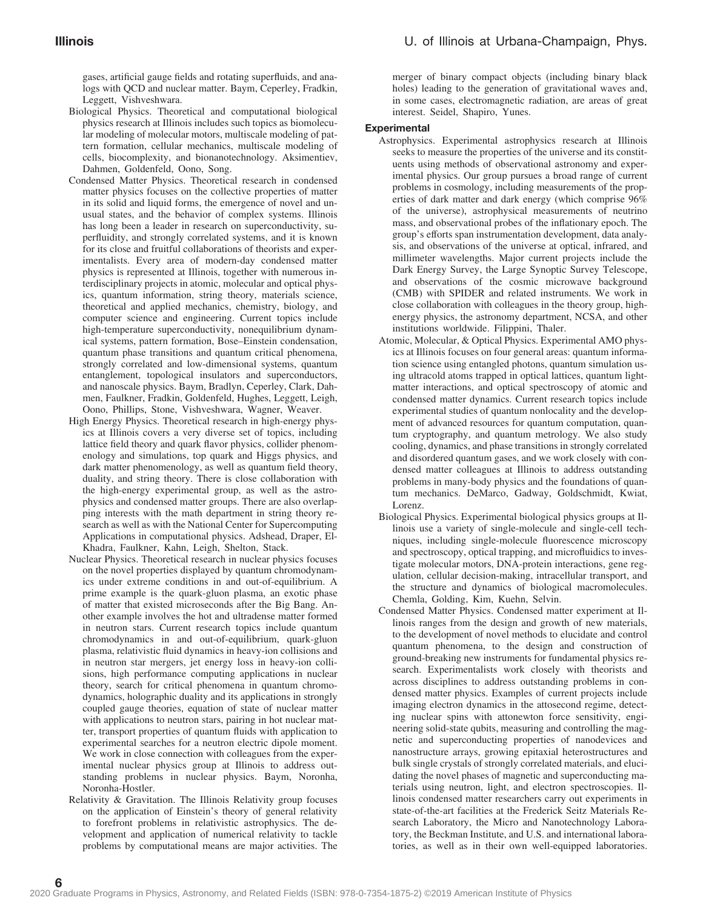gases, artificial gauge fields and rotating superfluids, and analogs with QCD and nuclear matter. Baym, Ceperley, Fradkin, Leggett, Vishveshwara.

Biological Physics. Theoretical and computational biological physics research at Illinois includes such topics as biomolecular modeling of molecular motors, multiscale modeling of pattern formation, cellular mechanics, multiscale modeling of cells, biocomplexity, and bionanotechnology. Aksimentiev, Dahmen, Goldenfeld, Oono, Song.

Condensed Matter Physics. Theoretical research in condensed matter physics focuses on the collective properties of matter in its solid and liquid forms, the emergence of novel and unusual states, and the behavior of complex systems. Illinois has long been a leader in research on superconductivity, superfluidity, and strongly correlated systems, and it is known for its close and fruitful collaborations of theorists and experimentalists. Every area of modern-day condensed matter physics is represented at Illinois, together with numerous interdisciplinary projects in atomic, molecular and optical physics, quantum information, string theory, materials science, theoretical and applied mechanics, chemistry, biology, and computer science and engineering. Current topics include high-temperature superconductivity, nonequilibrium dynamical systems, pattern formation, Bose–Einstein condensation, quantum phase transitions and quantum critical phenomena, strongly correlated and low-dimensional systems, quantum entanglement, topological insulators and superconductors, and nanoscale physics. Baym, Bradlyn, Ceperley, Clark, Dahmen, Faulkner, Fradkin, Goldenfeld, Hughes, Leggett, Leigh, Oono, Phillips, Stone, Vishveshwara, Wagner, Weaver.

High Energy Physics. Theoretical research in high-energy physics at Illinois covers a very diverse set of topics, including lattice field theory and quark flavor physics, collider phenomenology and simulations, top quark and Higgs physics, and dark matter phenomenology, as well as quantum field theory, duality, and string theory. There is close collaboration with the high-energy experimental group, as well as the astrophysics and condensed matter groups. There are also overlapping interests with the math department in string theory research as well as with the National Center for Supercomputing Applications in computational physics. Adshead, Draper, El-Khadra, Faulkner, Kahn, Leigh, Shelton, Stack.

Nuclear Physics. Theoretical research in nuclear physics focuses on the novel properties displayed by quantum chromodynamics under extreme conditions in and out-of-equilibrium. A prime example is the quark-gluon plasma, an exotic phase of matter that existed microseconds after the Big Bang. Another example involves the hot and ultradense matter formed in neutron stars. Current research topics include quantum chromodynamics in and out-of-equilibrium, quark-gluon plasma, relativistic fluid dynamics in heavy-ion collisions and in neutron star mergers, jet energy loss in heavy-ion collisions, high performance computing applications in nuclear theory, search for critical phenomena in quantum chromodynamics, holographic duality and its applications in strongly coupled gauge theories, equation of state of nuclear matter with applications to neutron stars, pairing in hot nuclear matter, transport properties of quantum fluids with application to experimental searches for a neutron electric dipole moment. We work in close connection with colleagues from the experimental nuclear physics group at Illinois to address outstanding problems in nuclear physics. Baym, Noronha, Noronha-Hostler.

Relativity & Gravitation. The Illinois Relativity group focuses on the application of Einstein's theory of general relativity to forefront problems in relativistic astrophysics. The development and application of numerical relativity to tackle problems by computational means are major activities. The merger of binary compact objects (including binary black holes) leading to the generation of gravitational waves and, in some cases, electromagnetic radiation, are areas of great interest. Seidel, Shapiro, Yunes.

### Experimental

Astrophysics. Experimental astrophysics research at Illinois seeks to measure the properties of the universe and its constituents using methods of observational astronomy and experimental physics. Our group pursues a broad range of current problems in cosmology, including measurements of the properties of dark matter and dark energy (which comprise 96% of the universe), astrophysical measurements of neutrino mass, and observational probes of the inflationary epoch. The group's efforts span instrumentation development, data analysis, and observations of the universe at optical, infrared, and millimeter wavelengths. Major current projects include the Dark Energy Survey, the Large Synoptic Survey Telescope, and observations of the cosmic microwave background (CMB) with SPIDER and related instruments. We work in close collaboration with colleagues in the theory group, high-energy physics, the astronomy department, NCSA, and other institutions worldwide. Filippini, Thaler.

Atomic, Molecular, & Optical Physics. Experimental AMO physics at Illinois focuses on four general areas: quantum information science using entangled photons, quantum simulation using ultracold atoms trapped in optical lattices, quantum light-matter interactions, and optical spectroscopy of atomic and condensed matter dynamics. Current research topics include experimental studies of quantum nonlocality and the development of advanced resources for quantum computation, quantum cryptography, and quantum metrology. We also study cooling, dynamics, and phase transitions in strongly correlated and disordered quantum gases, and we work closely with condensed matter colleagues at Illinois to address outstanding problems in many-body physics and the foundations of quantum mechanics. DeMarco, Gadway, Goldschmidt, Kwiat, Lorenz.

Biological Physics. Experimental biological physics groups at Illinois use a variety of single-molecule and single-cell techniques, including single-molecule fluorescence microscopy and spectroscopy, optical trapping, and microfluidics to investigate molecular motors, DNA-protein interactions, gene regulation, cellular decision-making, intracellular transport, and the structure and dynamics of biological macromolecules. Chemla, Golding, Kim, Kuehn, Selvin.

Condensed Matter Physics. Condensed matter experiment at Illinois ranges from the design and growth of new materials, to the development of novel methods to elucidate and control quantum phenomena, to the design and construction of ground-breaking new instruments for fundamental physics research. Experimentalists work closely with theorists and across disciplines to address outstanding problems in condensed matter physics. Examples of current projects include imaging electron dynamics in the attosecond regime, detecting nuclear spins with attonewton force sensitivity, engineering solid-state qubits, measuring and controlling the magnetic and superconducting properties of nanodevices and nanostructure arrays, growing epitaxial heterostructures and bulk single crystals of strongly correlated materials, and elucidating the novel phases of magnetic and superconducting materials using neutron, light, and electron spectroscopies. Illinois condensed matter researchers carry out experiments in state-of-the-art facilities at the Frederick Seitz Materials Research Laboratory, the Micro and Nanotechnology Laboratory, the Beckman Institute, and U.S. and international laboratories, as well as in their own well-equipped laboratories.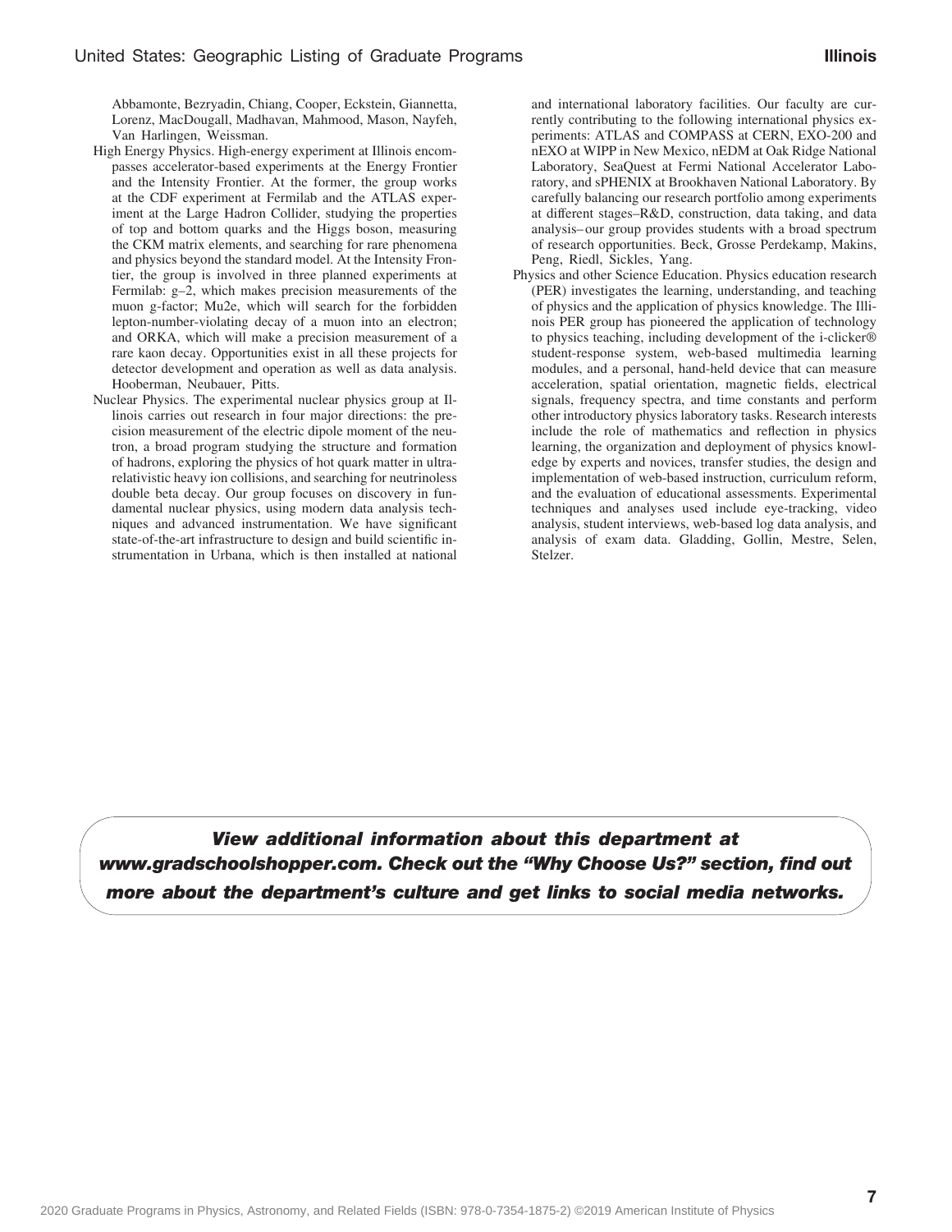Abbamonte, Bezryadin, Chiang, Cooper, Eckstein, Giannetta, Lorenz, MacDougall, Madhavan, Mahmood, Mason, Nayfeh, Van Harlingen, Weissman.

High Energy Physics. High-energy experiment at Illinois encompasses accelerator-based experiments at the Energy Frontier and the Intensity Frontier. At the former, the group works at the CDF experiment at Fermilab and the ATLAS experiment at the Large Hadron Collider, studying the properties of top and bottom quarks and the Higgs boson, measuring the CKM matrix elements, and searching for rare phenomena and physics beyond the standard model. At the Intensity Frontier, the group is involved in three planned experiments at Fermilab: g–2, which makes precision measurements of the muon g-factor; Mu2e, which will search for the forbidden lepton-number-violating decay of a muon into an electron; and ORKA, which will make a precision measurement of a rare kaon decay. Opportunities exist in all these projects for detector development and operation as well as data analysis. Hooberman, Neubauer, Pitts.

Nuclear Physics. The experimental nuclear physics group at Illinois carries out research in four major directions: the precision measurement of the electric dipole moment of the neutron, a broad program studying the structure and formation of hadrons, exploring the physics of hot quark matter in ultra-relativistic heavy ion collisions, and searching for neutrinoless double beta decay. Our group focuses on discovery in fundamental nuclear physics, using modern data analysis techniques and advanced instrumentation. We have significant state-of-the-art infrastructure to design and build scientific instrumentation in Urbana, which is then installed at national and international laboratory facilities. Our faculty are currently contributing to the following international physics experiments: ATLAS and COMPASS at CERN, EXO-200 and nEXO at WIPP in New Mexico, nEDM at Oak Ridge National Laboratory, SeaQuest at Fermi National Accelerator Laboratory, and sPHENIX at Brookhaven National Laboratory. By carefully balancing our research portfolio among experiments at different stages–R&D, construction, data taking, and data analysis– our group provides students with a broad spectrum of research opportunities. Beck, Grosse Perdekamp, Makins, Peng, Riedl, Sickles, Yang.

Physics and other Science Education. Physics education research (PER) investigates the learning, understanding, and teaching of physics and the application of physics knowledge. The Illinois PER group has pioneered the application of technology to physics teaching, including development of the i-clicker® student-response system, web-based multimedia learning modules, and a personal, hand-held device that can measure acceleration, spatial orientation, magnetic fields, electrical signals, frequency spectra, and time constants and perform other introductory physics laboratory tasks. Research interests include the role of mathematics and reflection in physics learning, the organization and deployment of physics knowledge by experts and novices, transfer studies, the design and implementation of web-based instruction, curriculum reform, and the evaluation of educational assessments. Experimental techniques and analyses used include eye-tracking, video analysis, student interviews, web-based log data analysis, and analysis of exam data. Gladding, Gollin, Mestre, Selen, Stelzer.

***View additional information about this department at www.gradschoolshopper.com. Check out the "Why Choose Us?" section, find out more about the department's culture and get links to social media networks.***